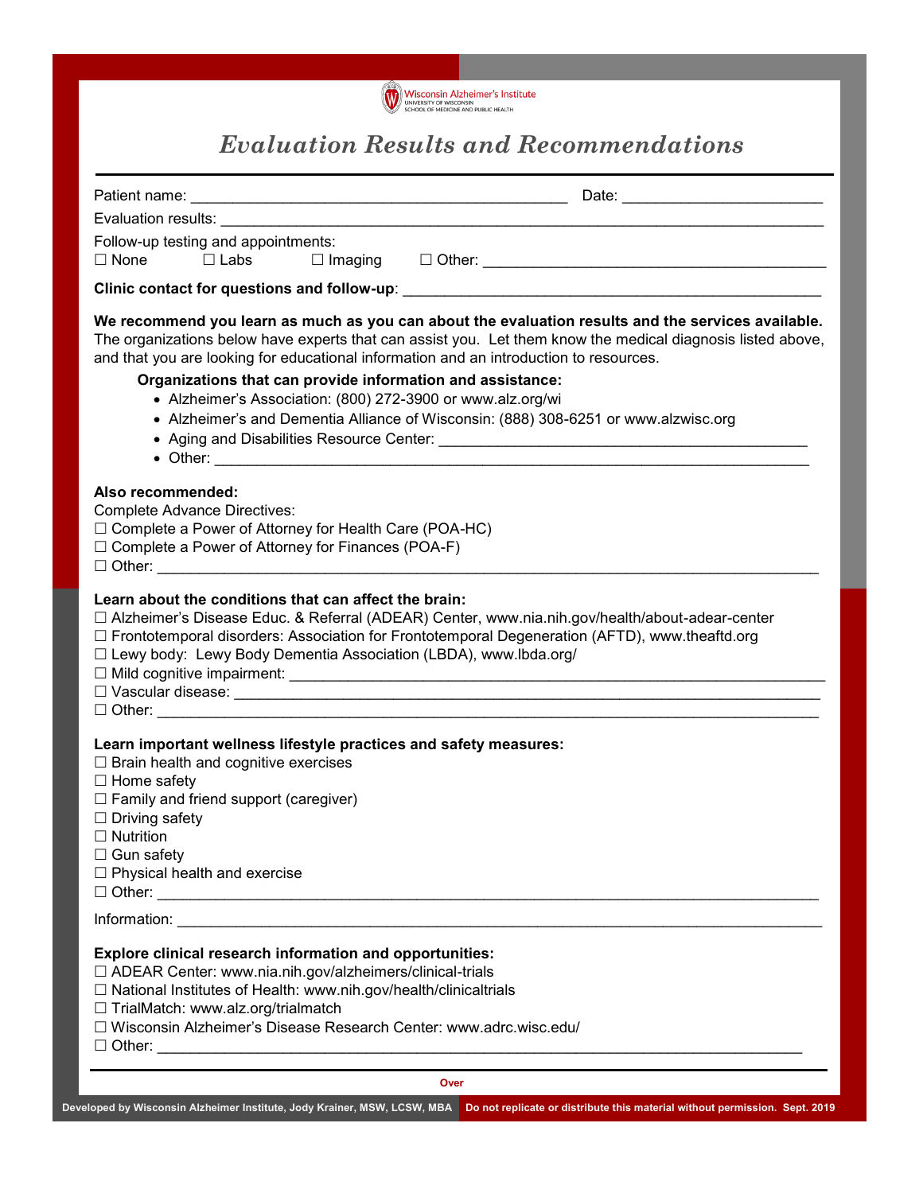Wisconsin Alzheimer's Institute
UNIVERSITY OF WISCONSIN
SCHOOL OF MEDICINE AND PUBLIC HEALTH

# *Evaluation Results and Recommendations*

Patient name: ____________________________________________ Date: _______________________

Evaluation results: ___________________________________________________________________________

Follow-up testing and appointments:
☐ None ☐ Labs ☐ Imaging ☐ Other: ________________________________________

**Clinic contact for questions and follow-up**: ________________________________________________

**We recommend you learn as much as you can about the evaluation results and the services available.** The organizations below have experts that can assist you. Let them know the medical diagnosis listed above, and that you are looking for educational information and an introduction to resources.

**Organizations that can provide information and assistance:**

- Alzheimer's Association: (800) 272-3900 or www.alz.org/wi
- Alzheimer's and Dementia Alliance of Wisconsin: (888) 308-6251 or www.alzwisc.org
- Aging and Disabilities Resource Center: ___________________________________________
- Other: _______________________________________________________________________

**Also recommended:**

Complete Advance Directives:

☐ Complete a Power of Attorney for Health Care (POA-HC)
☐ Complete a Power of Attorney for Finances (POA-F)
☐ Other: ______________________________________________________________________________

**Learn about the conditions that can affect the brain:**

☐ Alzheimer's Disease Educ. & Referral (ADEAR) Center, www.nia.nih.gov/health/about-adear-center
☐ Frontotemporal disorders: Association for Frontotemporal Degeneration (AFTD), www.theaftd.org
☐ Lewy body: Lewy Body Dementia Association (LBDA), www.lbda.org/
☐ Mild cognitive impairment: _________________________________________________________________
☐ Vascular disease: _________________________________________________________________________
☐ Other: ______________________________________________________________________________

**Learn important wellness lifestyle practices and safety measures:**

☐ Brain health and cognitive exercises
☐ Home safety
☐ Family and friend support (caregiver)
☐ Driving safety
☐ Nutrition
☐ Gun safety
☐ Physical health and exercise
☐ Other: ______________________________________________________________________________

Information: __________________________________________________________________________

**Explore clinical research information and opportunities:**

☐ ADEAR Center: www.nia.nih.gov/alzheimers/clinical-trials
☐ National Institutes of Health: www.nih.gov/health/clinicaltrials
☐ TrialMatch: www.alz.org/trialmatch
☐ Wisconsin Alzheimer's Disease Research Center: www.adrc.wisc.edu/
☐ Other: ______________________________________________________________________________

Over

Developed by Wisconsin Alzheimer Institute, Jody Krainer, MSW, LCSW, MBA Do not replicate or distribute this material without permission. Sept. 2019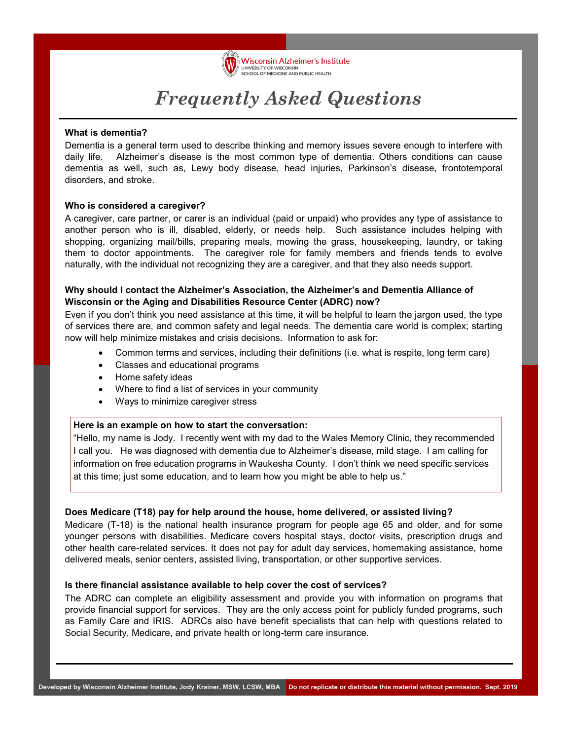Wisconsin Alzheimer's Institute
UNIVERSITY OF WISCONSIN
SCHOOL OF MEDICINE AND PUBLIC HEALTH

# *Frequently Asked Questions*

**What is dementia?**

Dementia is a general term used to describe thinking and memory issues severe enough to interfere with daily life. Alzheimer's disease is the most common type of dementia. Others conditions can cause dementia as well, such as, Lewy body disease, head injuries, Parkinson's disease, frontotemporal disorders, and stroke.

**Who is considered a caregiver?**

A caregiver, care partner, or carer is an individual (paid or unpaid) who provides any type of assistance to another person who is ill, disabled, elderly, or needs help. Such assistance includes helping with shopping, organizing mail/bills, preparing meals, mowing the grass, housekeeping, laundry, or taking them to doctor appointments. The caregiver role for family members and friends tends to evolve naturally, with the individual not recognizing they are a caregiver, and that they also needs support.

**Why should I contact the Alzheimer's Association, the Alzheimer's and Dementia Alliance of Wisconsin or the Aging and Disabilities Resource Center (ADRC) now?**

Even if you don't think you need assistance at this time, it will be helpful to learn the jargon used, the type of services there are, and common safety and legal needs. The dementia care world is complex; starting now will help minimize mistakes and crisis decisions. Information to ask for:

- Common terms and services, including their definitions (i.e. what is respite, long term care)
- Classes and educational programs
- Home safety ideas
- Where to find a list of services in your community
- Ways to minimize caregiver stress

**Here is an example on how to start the conversation:**

"Hello, my name is Jody. I recently went with my dad to the Wales Memory Clinic, they recommended I call you. He was diagnosed with dementia due to Alzheimer's disease, mild stage. I am calling for information on free education programs in Waukesha County. I don't think we need specific services at this time; just some education, and to learn how you might be able to help us."

**Does Medicare (T18) pay for help around the house, home delivered, or assisted living?**

Medicare (T-18) is the national health insurance program for people age 65 and older, and for some younger persons with disabilities. Medicare covers hospital stays, doctor visits, prescription drugs and other health care-related services. It does not pay for adult day services, homemaking assistance, home delivered meals, senior centers, assisted living, transportation, or other supportive services.

**Is there financial assistance available to help cover the cost of services?**

The ADRC can complete an eligibility assessment and provide you with information on programs that provide financial support for services. They are the only access point for publicly funded programs, such as Family Care and IRIS. ADRCs also have benefit specialists that can help with questions related to Social Security, Medicare, and private health or long-term care insurance.

Developed by Wisconsin Alzheimer Institute, Jody Krainer, MSW, LCSW, MBA Do not replicate or distribute this material without permission. Sept. 2019